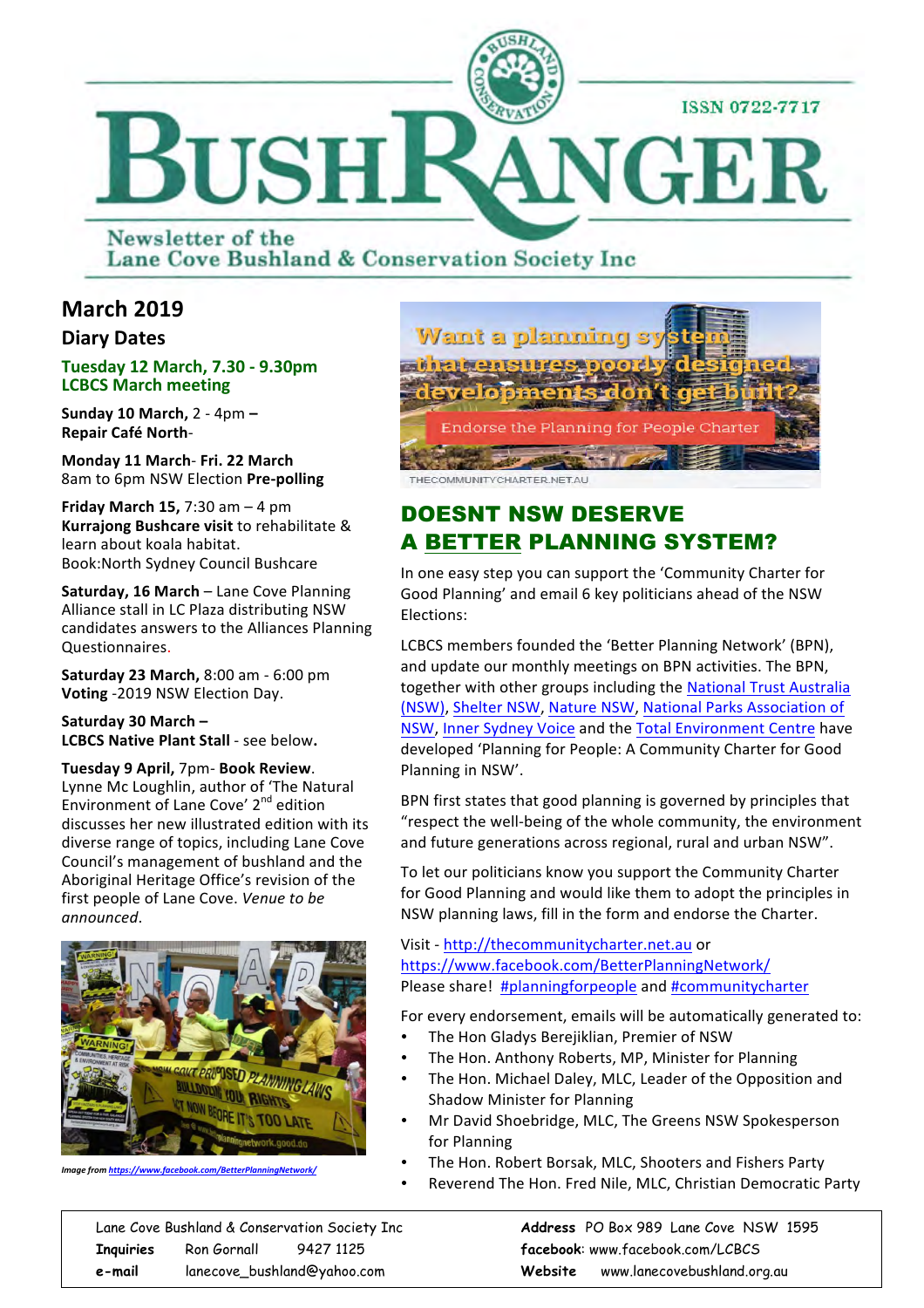# BUSHRANGER

ISSN 0722-7717

Newsletter of the Lane Cove Bushland & Conservation Society Inc

## March 2019

### Diary Dates

**Tuesday 12 March, 7.30 - 9.30pm**
**LCBCS March meeting**

**Sunday 10 March,** 2 - 4pm – **Repair Café North**-

**Monday 11 March- Fri. 22 March**
8am to 6pm NSW Election **Pre-polling**

**Friday March 15,** 7:30 am – 4 pm **Kurrajong Bushcare visit** to rehabilitate & learn about koala habitat.
Book:North Sydney Council Bushcare

**Saturday, 16 March** – Lane Cove Planning Alliance stall in LC Plaza distributing NSW candidates answers to the Alliances Planning Questionnaires.

**Saturday 23 March,** 8:00 am - 6:00 pm **Voting** -2019 NSW Election Day.

**Saturday 30 March –**
**LCBCS Native Plant Stall** - see below.

**Tuesday 9 April,** 7pm- **Book Review**.
Lynne Mc Loughlin, author of 'The Natural Environment of Lane Cove' 2nd edition discusses her new illustrated edition with its diverse range of topics, including Lane Cove Council's management of bushland and the Aboriginal Heritage Office's revision of the first people of Lane Cove. *Venue to be announced*.

*Image from https://www.facebook.com/BetterPlanningNetwork/*

Want a planning system that ensures poorly designed developments don't get built?
Endorse the Planning for People Charter
THECOMMUNITYCHARTER.NET.AU

## DOESNT NSW DESERVE A BETTER PLANNING SYSTEM?

In one easy step you can support the 'Community Charter for Good Planning' and email 6 key politicians ahead of the NSW Elections:

LCBCS members founded the 'Better Planning Network' (BPN), and update our monthly meetings on BPN activities. The BPN, together with other groups including the National Trust Australia (NSW), Shelter NSW, Nature NSW, National Parks Association of NSW, Inner Sydney Voice and the Total Environment Centre have developed 'Planning for People: A Community Charter for Good Planning in NSW'.

BPN first states that good planning is governed by principles that "respect the well-being of the whole community, the environment and future generations across regional, rural and urban NSW".

To let our politicians know you support the Community Charter for Good Planning and would like them to adopt the principles in NSW planning laws, fill in the form and endorse the Charter.

Visit - http://thecommunitycharter.net.au or https://www.facebook.com/BetterPlanningNetwork/
Please share! #planningforpeople and #communitycharter

For every endorsement, emails will be automatically generated to:

- The Hon Gladys Berejiklian, Premier of NSW
- The Hon. Anthony Roberts, MP, Minister for Planning
- The Hon. Michael Daley, MLC, Leader of the Opposition and Shadow Minister for Planning
- Mr David Shoebridge, MLC, The Greens NSW Spokesperson for Planning
- The Hon. Robert Borsak, MLC, Shooters and Fishers Party
- Reverend The Hon. Fred Nile, MLC, Christian Democratic Party

---

Lane Cove Bushland & Conservation Society Inc
**Inquiries** Ron Gornall 9427 1125
**e-mail** lanecove_bushland@yahoo.com
**Address** PO Box 989 Lane Cove NSW 1595
**facebook**: www.facebook.com/LCBCS
**Website** www.lanecovebushland.org.au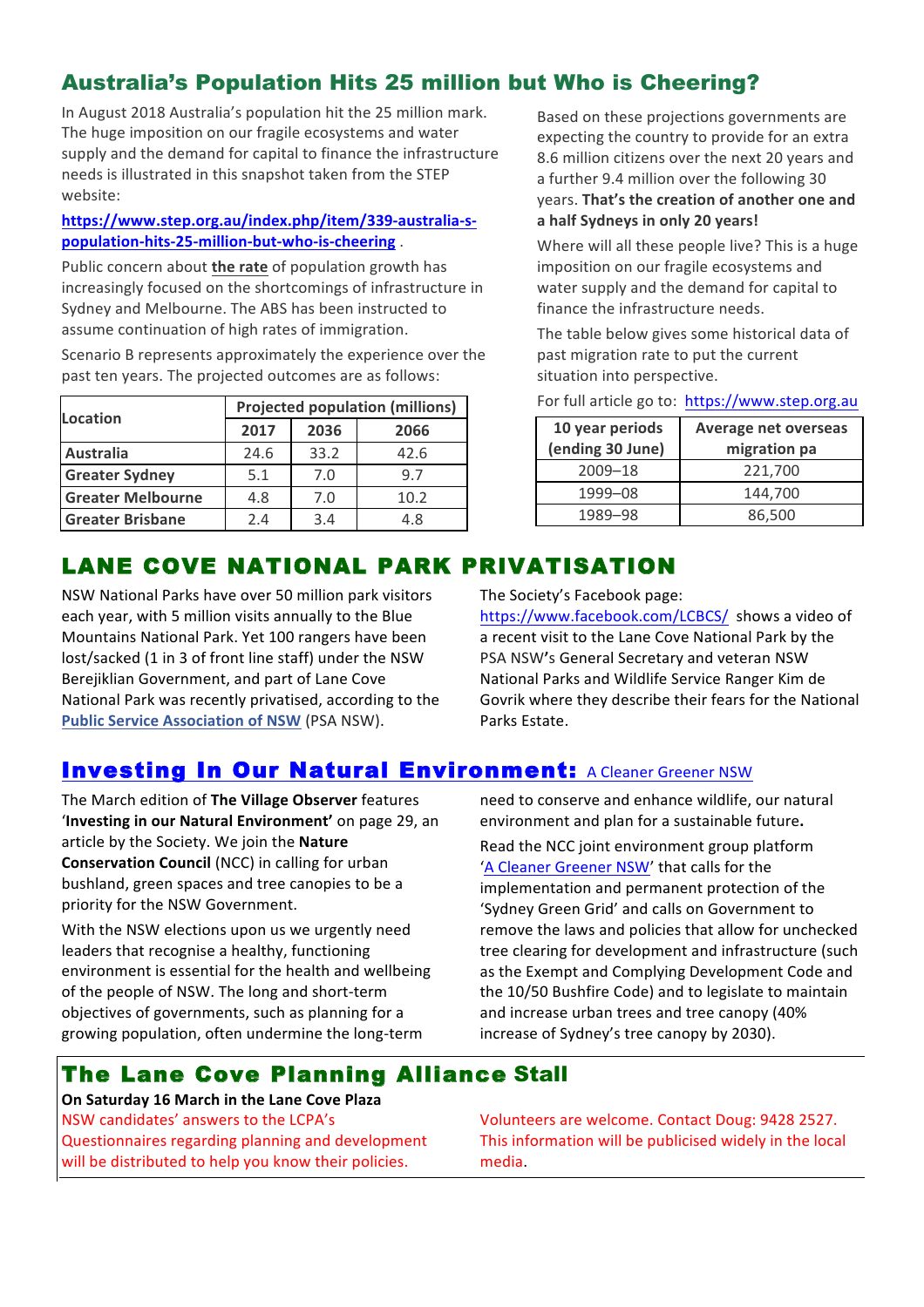## Australia's Population Hits 25 million but Who is Cheering?

In August 2018 Australia's population hit the 25 million mark. The huge imposition on our fragile ecosystems and water supply and the demand for capital to finance the infrastructure needs is illustrated in this snapshot taken from the STEP website:

**https://www.step.org.au/index.php/item/339-australia-s-population-hits-25-million-but-who-is-cheering** .

Public concern about **the rate** of population growth has increasingly focused on the shortcomings of infrastructure in Sydney and Melbourne. The ABS has been instructed to assume continuation of high rates of immigration.

Scenario B represents approximately the experience over the past ten years. The projected outcomes are as follows:

| Location | Projected population (millions) | | |
|---|---|---|---|
| | **2017** | **2036** | **2066** |
| **Australia** | 24.6 | 33.2 | 42.6 |
| **Greater Sydney** | 5.1 | 7.0 | 9.7 |
| **Greater Melbourne** | 4.8 | 7.0 | 10.2 |
| **Greater Brisbane** | 2.4 | 3.4 | 4.8 |

Based on these projections governments are expecting the country to provide for an extra 8.6 million citizens over the next 20 years and a further 9.4 million over the following 30 years. **That's the creation of another one and a half Sydneys in only 20 years!**

Where will all these people live? This is a huge imposition on our fragile ecosystems and water supply and the demand for capital to finance the infrastructure needs.

The table below gives some historical data of past migration rate to put the current situation into perspective.

For full article go to: https://www.step.org.au

| 10 year periods (ending 30 June) | Average net overseas migration pa |
|---|---|
| 2009–18 | 221,700 |
| 1999–08 | 144,700 |
| 1989–98 | 86,500 |

## LANE COVE NATIONAL PARK PRIVATISATION

NSW National Parks have over 50 million park visitors each year, with 5 million visits annually to the Blue Mountains National Park. Yet 100 rangers have been lost/sacked (1 in 3 of front line staff) under the NSW Berejiklian Government, and part of Lane Cove National Park was recently privatised, according to the Public Service Association of NSW (PSA NSW).

The Society's Facebook page: https://www.facebook.com/LCBCS/ shows a video of a recent visit to the Lane Cove National Park by the PSA NSW's General Secretary and veteran NSW National Parks and Wildlife Service Ranger Kim de Govrik where they describe their fears for the National Parks Estate.

## Investing In Our Natural Environment: A Cleaner Greener NSW

The March edition of **The Village Observer** features '**Investing in our Natural Environment'** on page 29, an article by the Society. We join the **Nature Conservation Council** (NCC) in calling for urban bushland, green spaces and tree canopies to be a priority for the NSW Government.

With the NSW elections upon us we urgently need leaders that recognise a healthy, functioning environment is essential for the health and wellbeing of the people of NSW. The long and short-term objectives of governments, such as planning for a growing population, often undermine the long-term need to conserve and enhance wildlife, our natural environment and plan for a sustainable future**.**

Read the NCC joint environment group platform 'A Cleaner Greener NSW' that calls for the implementation and permanent protection of the 'Sydney Green Grid' and calls on Government to remove the laws and policies that allow for unchecked tree clearing for development and infrastructure (such as the Exempt and Complying Development Code and the 10/50 Bushfire Code) and to legislate to maintain and increase urban trees and tree canopy (40% increase of Sydney's tree canopy by 2030).

## The Lane Cove Planning Alliance Stall

**On Saturday 16 March in the Lane Cove Plaza**

NSW candidates' answers to the LCPA's Questionnaires regarding planning and development will be distributed to help you know their policies.

Volunteers are welcome. Contact Doug: 9428 2527. This information will be publicised widely in the local media.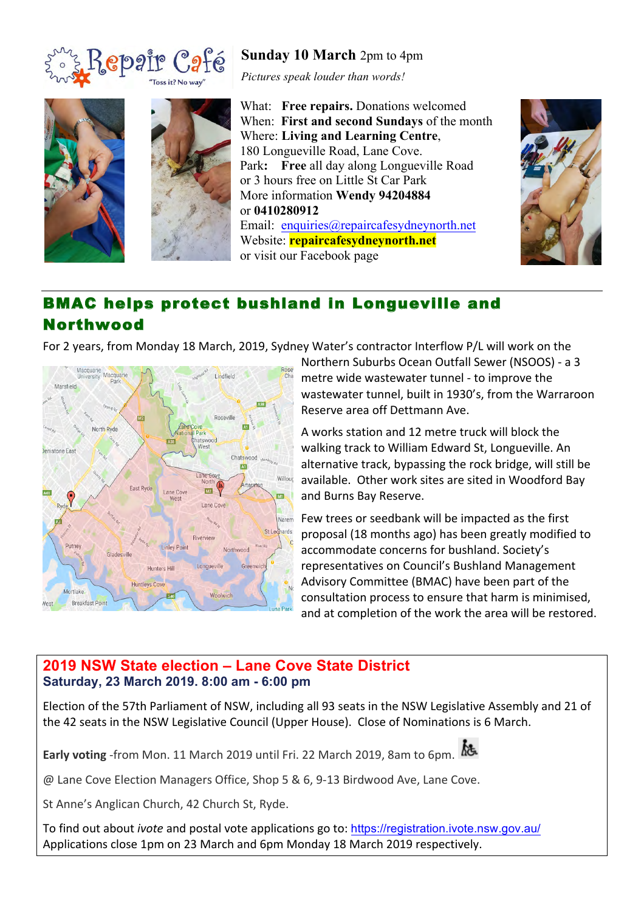**Repair Café** "Toss it? No way"

**Sunday 10 March** 2pm to 4pm

*Pictures speak louder than words!*

What: **Free repairs.** Donations welcomed
When: **First and second Sundays** of the month
Where: **Living and Learning Centre**, 180 Longueville Road, Lane Cove.
Park**:** **Free** all day along Longueville Road or 3 hours free on Little St Car Park
More information **Wendy 94204884** or **0410280912**
Email: enquiries@repaircafesydneynorth.net
Website: **repaircafesydneynorth.net**
or visit our Facebook page

## BMAC helps protect bushland in Longueville and Northwood

For 2 years, from Monday 18 March, 2019, Sydney Water's contractor Interflow P/L will work on the Northern Suburbs Ocean Outfall Sewer (NSOOS) - a 3 metre wide wastewater tunnel - to improve the wastewater tunnel, built in 1930's, from the Warraroon Reserve area off Dettmann Ave.

A works station and 12 metre truck will block the walking track to William Edward St, Longueville. An alternative track, bypassing the rock bridge, will still be available. Other work sites are sited in Woodford Bay and Burns Bay Reserve.

Few trees or seedbank will be impacted as the first proposal (18 months ago) has been greatly modified to accommodate concerns for bushland. Society's representatives on Council's Bushland Management Advisory Committee (BMAC) have been part of the consultation process to ensure that harm is minimised, and at completion of the work the area will be restored.

## 2019 NSW State election – Lane Cove State District

**Saturday, 23 March 2019. 8:00 am - 6:00 pm**

Election of the 57th Parliament of NSW, including all 93 seats in the NSW Legislative Assembly and 21 of the 42 seats in the NSW Legislative Council (Upper House). Close of Nominations is 6 March.

**Early voting** -from Mon. 11 March 2019 until Fri. 22 March 2019, 8am to 6pm.

@ Lane Cove Election Managers Office, Shop 5 & 6, 9-13 Birdwood Ave, Lane Cove.

St Anne's Anglican Church, 42 Church St, Ryde.

To find out about *ivote* and postal vote applications go to: https://registration.ivote.nsw.gov.au/
Applications close 1pm on 23 March and 6pm Monday 18 March 2019 respectively.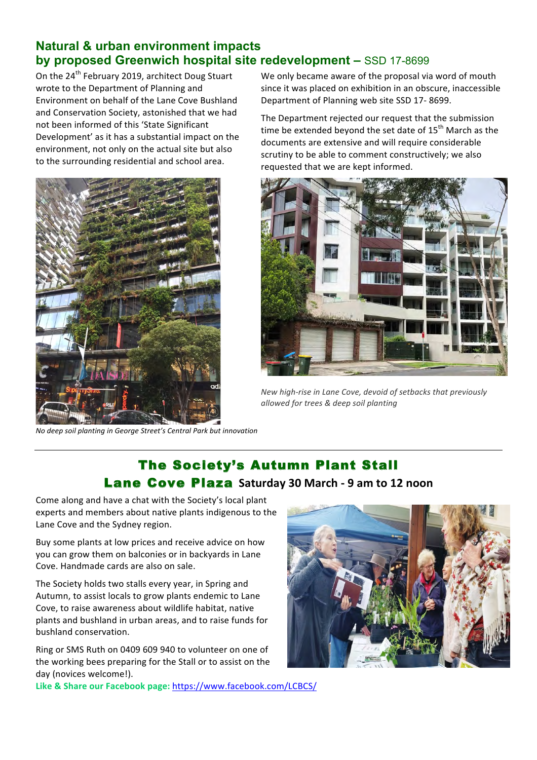## Natural & urban environment impacts by proposed Greenwich hospital site redevelopment – SSD 17-8699

On the 24th February 2019, architect Doug Stuart wrote to the Department of Planning and Environment on behalf of the Lane Cove Bushland and Conservation Society, astonished that we had not been informed of this 'State Significant Development' as it has a substantial impact on the environment, not only on the actual site but also to the surrounding residential and school area.

We only became aware of the proposal via word of mouth since it was placed on exhibition in an obscure, inaccessible Department of Planning web site SSD 17- 8699.

The Department rejected our request that the submission time be extended beyond the set date of 15th March as the documents are extensive and will require considerable scrutiny to be able to comment constructively; we also requested that we are kept informed.

*No deep soil planting in George Street's Central Park but innovation*

*New high-rise in Lane Cove, devoid of setbacks that previously allowed for trees & deep soil planting*

---

## The Society's Autumn Plant Stall

### Lane Cove Plaza Saturday 30 March - 9 am to 12 noon

Come along and have a chat with the Society's local plant experts and members about native plants indigenous to the Lane Cove and the Sydney region.

Buy some plants at low prices and receive advice on how you can grow them on balconies or in backyards in Lane Cove. Handmade cards are also on sale.

The Society holds two stalls every year, in Spring and Autumn, to assist locals to grow plants endemic to Lane Cove, to raise awareness about wildlife habitat, native plants and bushland in urban areas, and to raise funds for bushland conservation.

Ring or SMS Ruth on 0409 609 940 to volunteer on one of the working bees preparing for the Stall or to assist on the day (novices welcome!).

**Like & Share our Facebook page:** https://www.facebook.com/LCBCS/